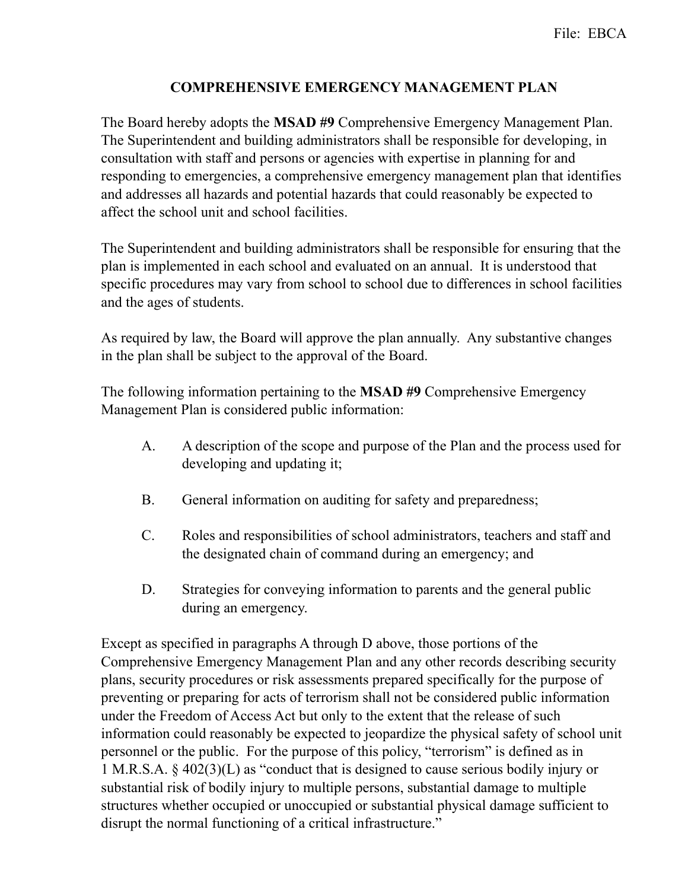File: EBCA

# COMPREHENSIVE EMERGENCY MANAGEMENT PLAN

The Board hereby adopts the **MSAD #9** Comprehensive Emergency Management Plan. The Superintendent and building administrators shall be responsible for developing, in consultation with staff and persons or agencies with expertise in planning for and responding to emergencies, a comprehensive emergency management plan that identifies and addresses all hazards and potential hazards that could reasonably be expected to affect the school unit and school facilities.

The Superintendent and building administrators shall be responsible for ensuring that the plan is implemented in each school and evaluated on an annual. It is understood that specific procedures may vary from school to school due to differences in school facilities and the ages of students.

As required by law, the Board will approve the plan annually. Any substantive changes in the plan shall be subject to the approval of the Board.

The following information pertaining to the **MSAD #9** Comprehensive Emergency Management Plan is considered public information:

A. A description of the scope and purpose of the Plan and the process used for developing and updating it;

B. General information on auditing for safety and preparedness;

C. Roles and responsibilities of school administrators, teachers and staff and the designated chain of command during an emergency; and

D. Strategies for conveying information to parents and the general public during an emergency.

Except as specified in paragraphs A through D above, those portions of the Comprehensive Emergency Management Plan and any other records describing security plans, security procedures or risk assessments prepared specifically for the purpose of preventing or preparing for acts of terrorism shall not be considered public information under the Freedom of Access Act but only to the extent that the release of such information could reasonably be expected to jeopardize the physical safety of school unit personnel or the public. For the purpose of this policy, "terrorism" is defined as in 1 M.R.S.A. § 402(3)(L) as "conduct that is designed to cause serious bodily injury or substantial risk of bodily injury to multiple persons, substantial damage to multiple structures whether occupied or unoccupied or substantial physical damage sufficient to disrupt the normal functioning of a critical infrastructure."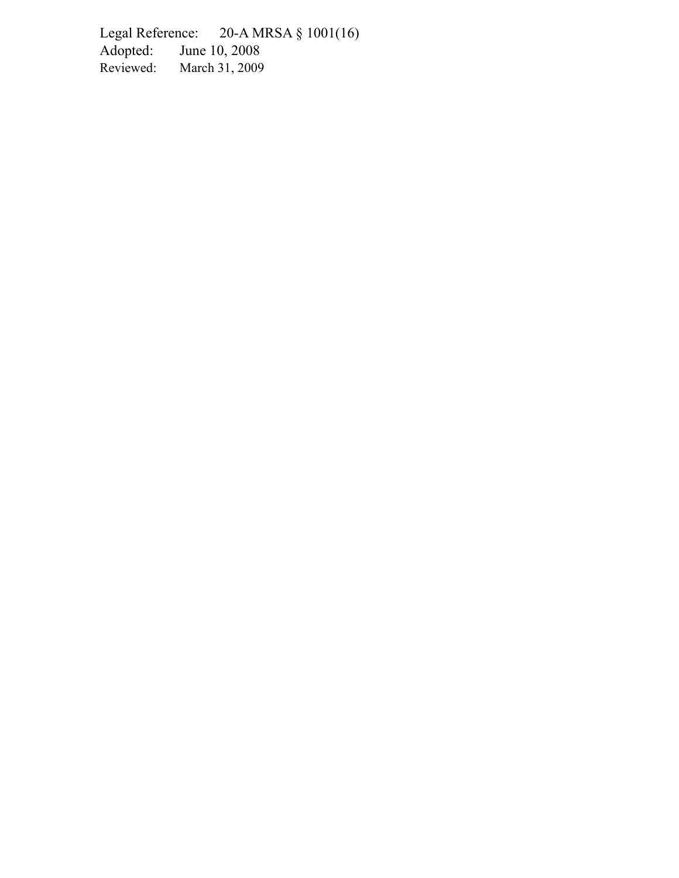Legal Reference: 20-A MRSA § 1001(16)
Adopted: June 10, 2008
Reviewed: March 31, 2009